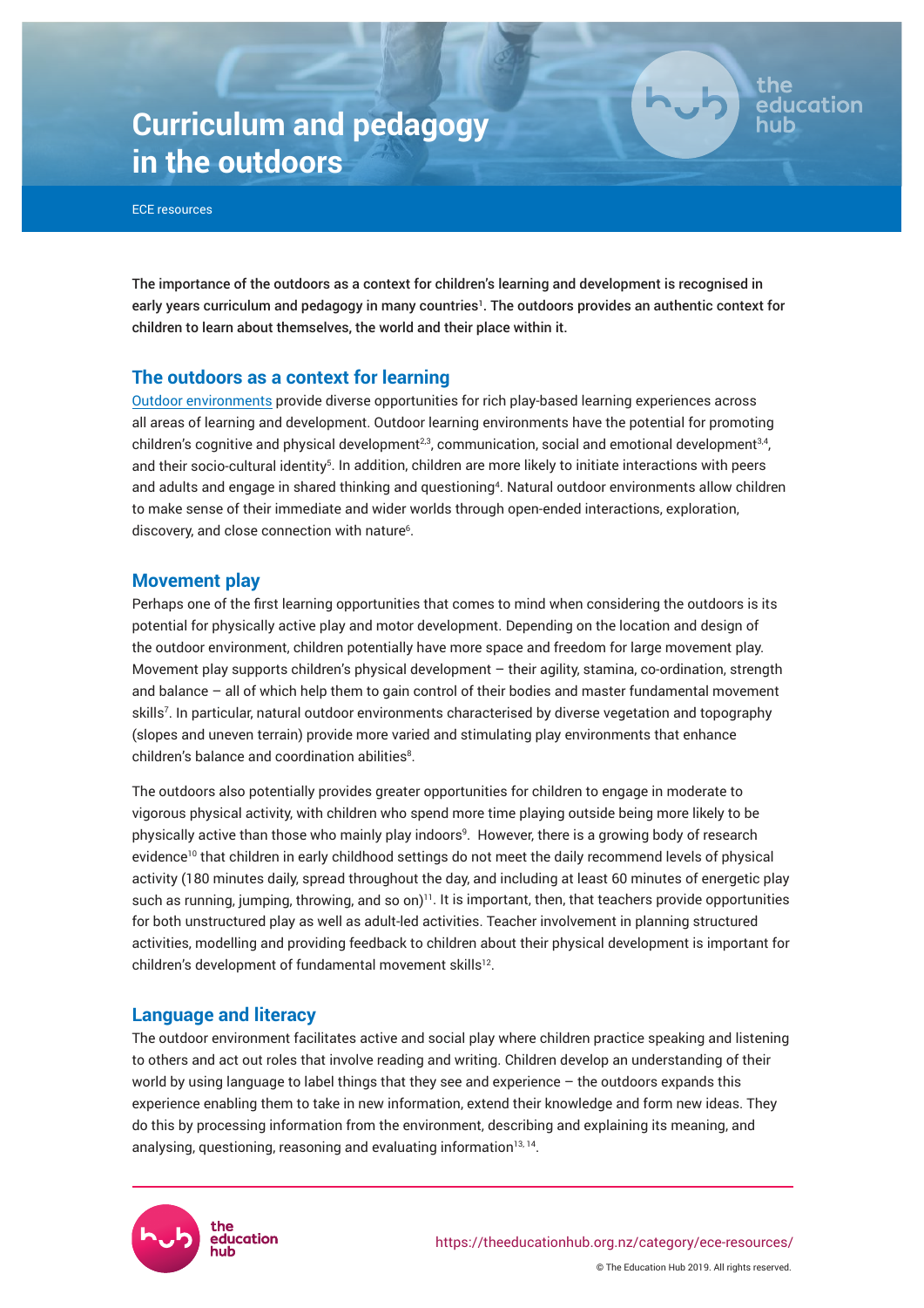# Curriculum and pedagogy in the outdoors

ECE resources

**The importance of the outdoors as a context for children's learning and development is recognised in early years curriculum and pedagogy in many countries[1]. The outdoors provides an authentic context for children to learn about themselves, the world and their place within it.**

## The outdoors as a context for learning

Outdoor environments provide diverse opportunities for rich play-based learning experiences across all areas of learning and development. Outdoor learning environments have the potential for promoting children's cognitive and physical development[2,3], communication, social and emotional development[3,4], and their socio-cultural identity[5]. In addition, children are more likely to initiate interactions with peers and adults and engage in shared thinking and questioning[4]. Natural outdoor environments allow children to make sense of their immediate and wider worlds through open-ended interactions, exploration, discovery, and close connection with nature[6].

## Movement play

Perhaps one of the first learning opportunities that comes to mind when considering the outdoors is its potential for physically active play and motor development. Depending on the location and design of the outdoor environment, children potentially have more space and freedom for large movement play. Movement play supports children's physical development – their agility, stamina, co-ordination, strength and balance – all of which help them to gain control of their bodies and master fundamental movement skills[7]. In particular, natural outdoor environments characterised by diverse vegetation and topography (slopes and uneven terrain) provide more varied and stimulating play environments that enhance children's balance and coordination abilities[8].

The outdoors also potentially provides greater opportunities for children to engage in moderate to vigorous physical activity, with children who spend more time playing outside being more likely to be physically active than those who mainly play indoors[9]. However, there is a growing body of research evidence[10] that children in early childhood settings do not meet the daily recommend levels of physical activity (180 minutes daily, spread throughout the day, and including at least 60 minutes of energetic play such as running, jumping, throwing, and so on)[11]. It is important, then, that teachers provide opportunities for both unstructured play as well as adult-led activities. Teacher involvement in planning structured activities, modelling and providing feedback to children about their physical development is important for children's development of fundamental movement skills[12].

## Language and literacy

The outdoor environment facilitates active and social play where children practice speaking and listening to others and act out roles that involve reading and writing. Children develop an understanding of their world by using language to label things that they see and experience – the outdoors expands this experience enabling them to take in new information, extend their knowledge and form new ideas. They do this by processing information from the environment, describing and explaining its meaning, and analysing, questioning, reasoning and evaluating information[13,14].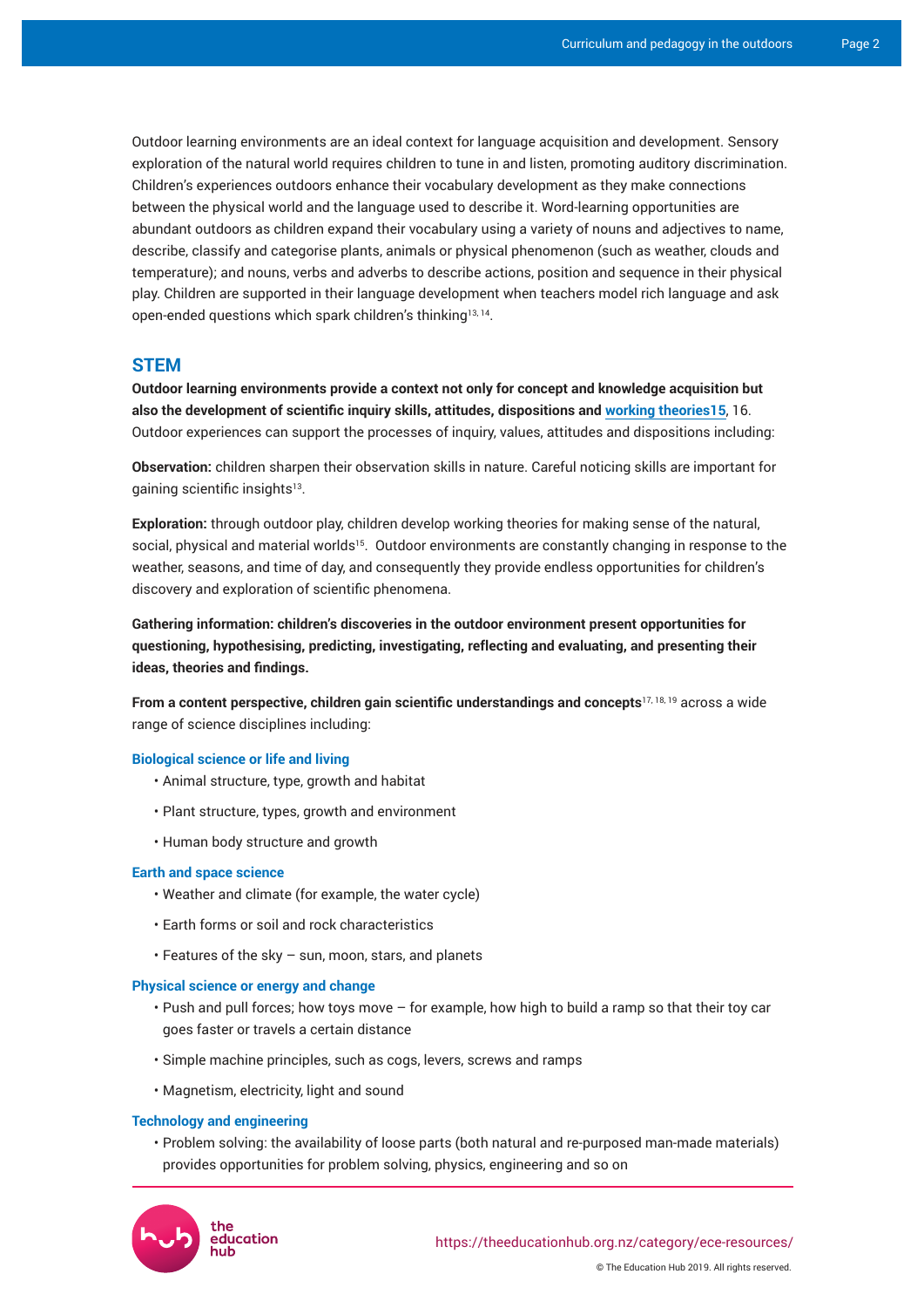Outdoor learning environments are an ideal context for language acquisition and development. Sensory exploration of the natural world requires children to tune in and listen, promoting auditory discrimination. Children's experiences outdoors enhance their vocabulary development as they make connections between the physical world and the language used to describe it. Word-learning opportunities are abundant outdoors as children expand their vocabulary using a variety of nouns and adjectives to name, describe, classify and categorise plants, animals or physical phenomenon (such as weather, clouds and temperature); and nouns, verbs and adverbs to describe actions, position and sequence in their physical play. Children are supported in their language development when teachers model rich language and ask open-ended questions which spark children's thinking[13, 14].

## STEM

**Outdoor learning environments provide a context not only for concept and knowledge acquisition but also the development of scientific inquiry skills, attitudes, dispositions and working theories15**, 16. Outdoor experiences can support the processes of inquiry, values, attitudes and dispositions including:

**Observation:** children sharpen their observation skills in nature. Careful noticing skills are important for gaining scientific insights[13].

**Exploration:** through outdoor play, children develop working theories for making sense of the natural, social, physical and material worlds[15]. Outdoor environments are constantly changing in response to the weather, seasons, and time of day, and consequently they provide endless opportunities for children's discovery and exploration of scientific phenomena.

**Gathering information: children's discoveries in the outdoor environment present opportunities for questioning, hypothesising, predicting, investigating, reflecting and evaluating, and presenting their ideas, theories and findings.**

**From a content perspective, children gain scientific understandings and concepts**[17, 18, 19] across a wide range of science disciplines including:

### Biological science or life and living

- Animal structure, type, growth and habitat
- Plant structure, types, growth and environment
- Human body structure and growth

### Earth and space science

- Weather and climate (for example, the water cycle)
- Earth forms or soil and rock characteristics
- Features of the sky – sun, moon, stars, and planets

### Physical science or energy and change

- Push and pull forces; how toys move – for example, how high to build a ramp so that their toy car goes faster or travels a certain distance
- Simple machine principles, such as cogs, levers, screws and ramps
- Magnetism, electricity, light and sound

### Technology and engineering

- Problem solving: the availability of loose parts (both natural and re-purposed man-made materials) provides opportunities for problem solving, physics, engineering and so on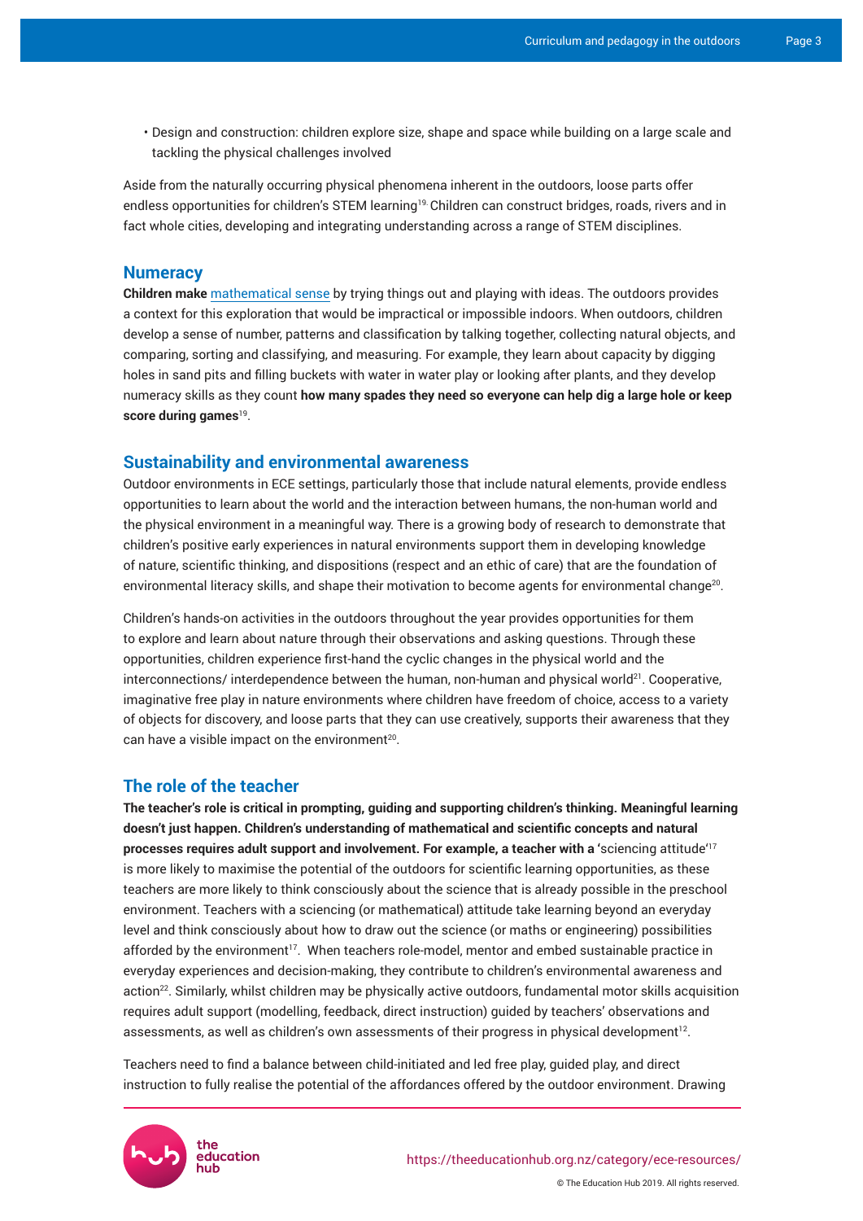- Design and construction: children explore size, shape and space while building on a large scale and tackling the physical challenges involved

Aside from the naturally occurring physical phenomena inherent in the outdoors, loose parts offer endless opportunities for children's STEM learning[19]. Children can construct bridges, roads, rivers and in fact whole cities, developing and integrating understanding across a range of STEM disciplines.

## Numeracy

**Children make** mathematical sense by trying things out and playing with ideas. The outdoors provides a context for this exploration that would be impractical or impossible indoors. When outdoors, children develop a sense of number, patterns and classification by talking together, collecting natural objects, and comparing, sorting and classifying, and measuring. For example, they learn about capacity by digging holes in sand pits and filling buckets with water in water play or looking after plants, and they develop numeracy skills as they count **how many spades they need so everyone can help dig a large hole or keep score during games**[19].

## Sustainability and environmental awareness

Outdoor environments in ECE settings, particularly those that include natural elements, provide endless opportunities to learn about the world and the interaction between humans, the non-human world and the physical environment in a meaningful way. There is a growing body of research to demonstrate that children's positive early experiences in natural environments support them in developing knowledge of nature, scientific thinking, and dispositions (respect and an ethic of care) that are the foundation of environmental literacy skills, and shape their motivation to become agents for environmental change[20].

Children's hands-on activities in the outdoors throughout the year provides opportunities for them to explore and learn about nature through their observations and asking questions. Through these opportunities, children experience first-hand the cyclic changes in the physical world and the interconnections/ interdependence between the human, non-human and physical world[21]. Cooperative, imaginative free play in nature environments where children have freedom of choice, access to a variety of objects for discovery, and loose parts that they can use creatively, supports their awareness that they can have a visible impact on the environment[20].

## The role of the teacher

**The teacher's role is critical in prompting, guiding and supporting children's thinking. Meaningful learning doesn't just happen. Children's understanding of mathematical and scientific concepts and natural processes requires adult support and involvement. For example, a teacher with a '**sciencing attitude'[17] is more likely to maximise the potential of the outdoors for scientific learning opportunities, as these teachers are more likely to think consciously about the science that is already possible in the preschool environment. Teachers with a sciencing (or mathematical) attitude take learning beyond an everyday level and think consciously about how to draw out the science (or maths or engineering) possibilities afforded by the environment[17]. When teachers role-model, mentor and embed sustainable practice in everyday experiences and decision-making, they contribute to children's environmental awareness and action[22]. Similarly, whilst children may be physically active outdoors, fundamental motor skills acquisition requires adult support (modelling, feedback, direct instruction) guided by teachers' observations and assessments, as well as children's own assessments of their progress in physical development[12].

Teachers need to find a balance between child-initiated and led free play, guided play, and direct instruction to fully realise the potential of the affordances offered by the outdoor environment. Drawing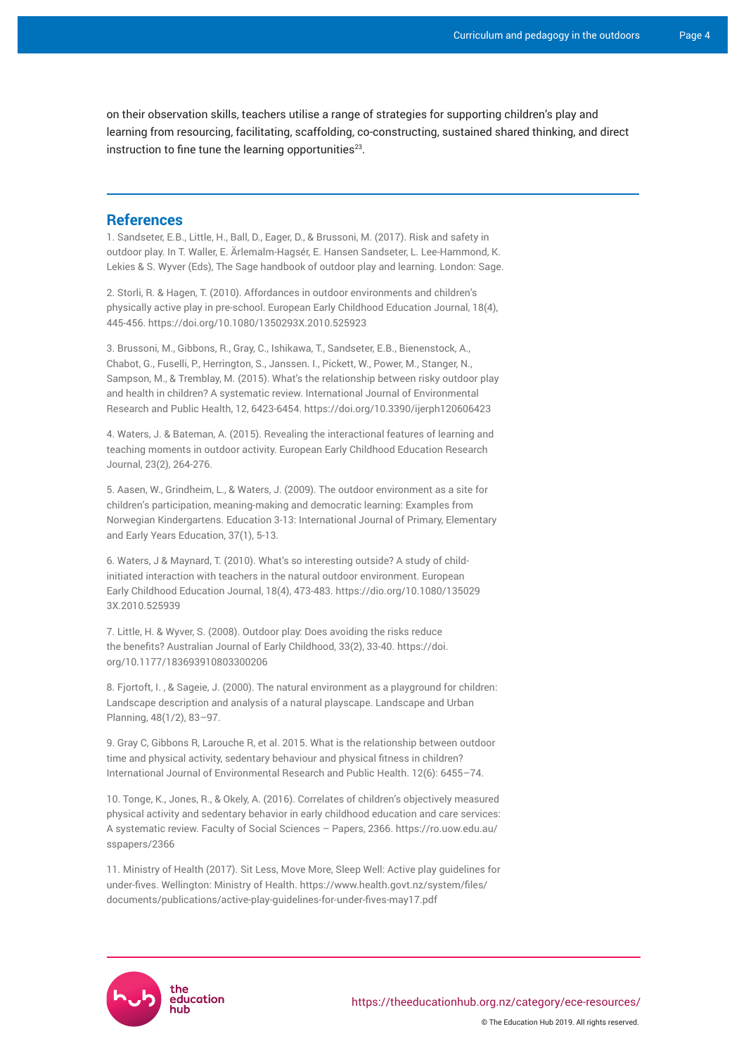on their observation skills, teachers utilise a range of strategies for supporting children's play and learning from resourcing, facilitating, scaffolding, co-constructing, sustained shared thinking, and direct instruction to fine tune the learning opportunities[23].

## References

1. Sandseter, E.B., Little, H., Ball, D., Eager, D., & Brussoni, M. (2017). Risk and safety in outdoor play. In T. Waller, E. Ärlemalm-Hagsér, E. Hansen Sandseter, L. Lee-Hammond, K. Lekies & S. Wyver (Eds), The Sage handbook of outdoor play and learning. London: Sage.

2. Storli, R. & Hagen, T. (2010). Affordances in outdoor environments and children's physically active play in pre-school. European Early Childhood Education Journal, 18(4), 445-456. https://doi.org/10.1080/1350293X.2010.525923

3. Brussoni, M., Gibbons, R., Gray, C., Ishikawa, T., Sandseter, E.B., Bienenstock, A., Chabot, G., Fuselli, P., Herrington, S., Janssen. I., Pickett, W., Power, M., Stanger, N., Sampson, M., & Tremblay, M. (2015). What's the relationship between risky outdoor play and health in children? A systematic review. International Journal of Environmental Research and Public Health, 12, 6423-6454. https://doi.org/10.3390/ijerph120606423

4. Waters, J. & Bateman, A. (2015). Revealing the interactional features of learning and teaching moments in outdoor activity. European Early Childhood Education Research Journal, 23(2), 264-276.

5. Aasen, W., Grindheim, L., & Waters, J. (2009). The outdoor environment as a site for children's participation, meaning-making and democratic learning: Examples from Norwegian Kindergartens. Education 3-13: International Journal of Primary, Elementary and Early Years Education, 37(1), 5-13.

6. Waters, J & Maynard, T. (2010). What's so interesting outside? A study of child-initiated interaction with teachers in the natural outdoor environment. European Early Childhood Education Journal, 18(4), 473-483. https://dio.org/10.1080/1350293X.2010.525939

7. Little, H. & Wyver, S. (2008). Outdoor play: Does avoiding the risks reduce the benefits? Australian Journal of Early Childhood, 33(2), 33-40. https://doi.org/10.1177/183693910803300206

8. Fjortoft, I. , & Sageie, J. (2000). The natural environment as a playground for children: Landscape description and analysis of a natural playscape. Landscape and Urban Planning, 48(1/2), 83–97.

9. Gray C, Gibbons R, Larouche R, et al. 2015. What is the relationship between outdoor time and physical activity, sedentary behaviour and physical fitness in children? International Journal of Environmental Research and Public Health. 12(6): 6455–74.

10. Tonge, K., Jones, R., & Okely, A. (2016). Correlates of children's objectively measured physical activity and sedentary behavior in early childhood education and care services: A systematic review. Faculty of Social Sciences – Papers, 2366. https://ro.uow.edu.au/sspapers/2366

11. Ministry of Health (2017). Sit Less, Move More, Sleep Well: Active play guidelines for under-fives. Wellington: Ministry of Health. https://www.health.govt.nz/system/files/documents/publications/active-play-guidelines-for-under-fives-may17.pdf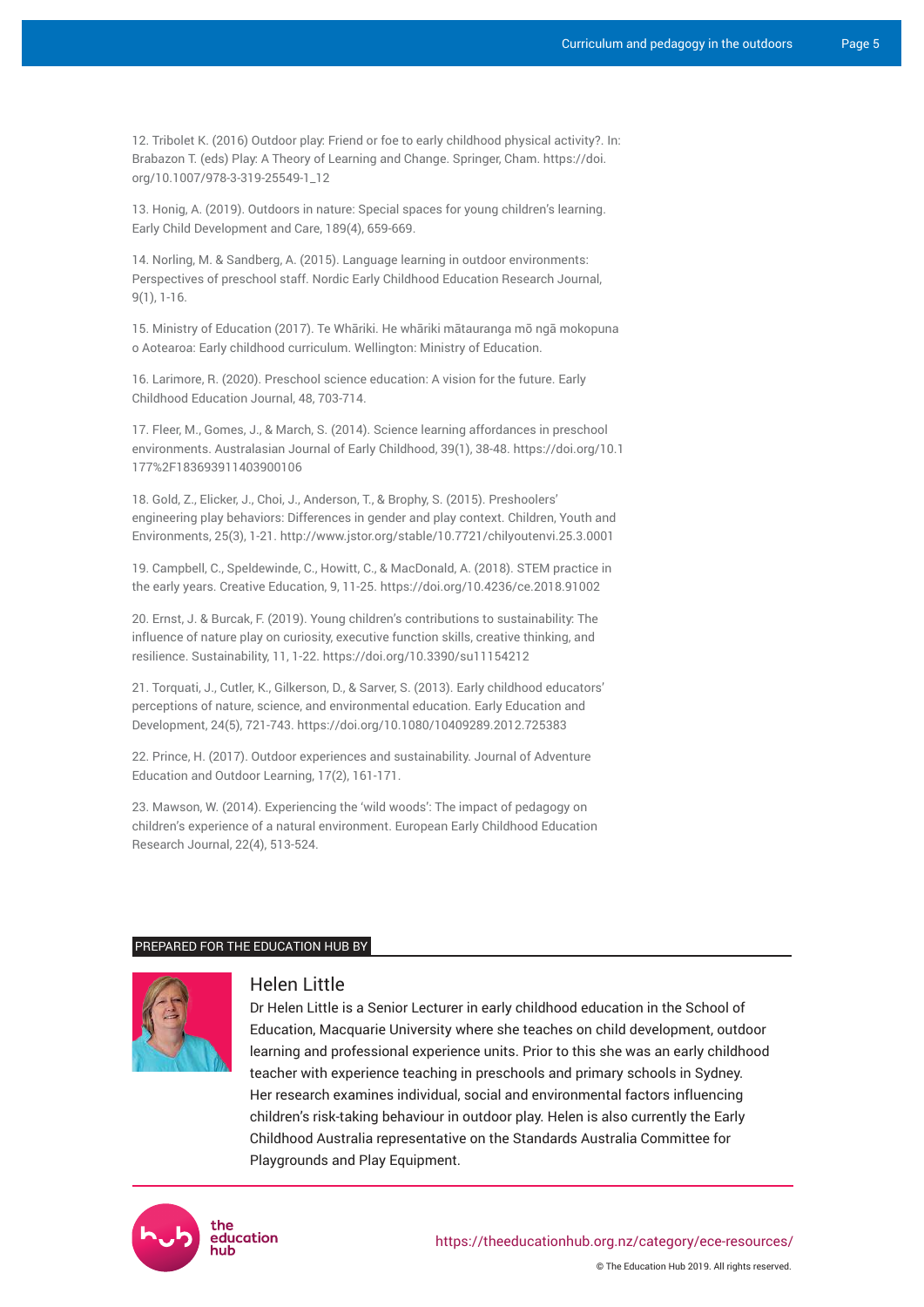12. Tribolet K. (2016) Outdoor play: Friend or foe to early childhood physical activity?. In: Brabazon T. (eds) Play: A Theory of Learning and Change. Springer, Cham. https://doi.org/10.1007/978-3-319-25549-1_12

13. Honig, A. (2019). Outdoors in nature: Special spaces for young children's learning. Early Child Development and Care, 189(4), 659-669.

14. Norling, M. & Sandberg, A. (2015). Language learning in outdoor environments: Perspectives of preschool staff. Nordic Early Childhood Education Research Journal, 9(1), 1-16.

15. Ministry of Education (2017). Te Whāriki. He whāriki mātauranga mō ngā mokopuna o Aotearoa: Early childhood curriculum. Wellington: Ministry of Education.

16. Larimore, R. (2020). Preschool science education: A vision for the future. Early Childhood Education Journal, 48, 703-714.

17. Fleer, M., Gomes, J., & March, S. (2014). Science learning affordances in preschool environments. Australasian Journal of Early Childhood, 39(1), 38-48. https://doi.org/10.1177%2F183693911403900106

18. Gold, Z., Elicker, J., Choi, J., Anderson, T., & Brophy, S. (2015). Preshoolers' engineering play behaviors: Differences in gender and play context. Children, Youth and Environments, 25(3), 1-21. http://www.jstor.org/stable/10.7721/chilyoutenvi.25.3.0001

19. Campbell, C., Speldewinde, C., Howitt, C., & MacDonald, A. (2018). STEM practice in the early years. Creative Education, 9, 11-25. https://doi.org/10.4236/ce.2018.91002

20. Ernst, J. & Burcak, F. (2019). Young children's contributions to sustainability: The influence of nature play on curiosity, executive function skills, creative thinking, and resilience. Sustainability, 11, 1-22. https://doi.org/10.3390/su11154212

21. Torquati, J., Cutler, K., Gilkerson, D., & Sarver, S. (2013). Early childhood educators' perceptions of nature, science, and environmental education. Early Education and Development, 24(5), 721-743. https://doi.org/10.1080/10409289.2012.725383

22. Prince, H. (2017). Outdoor experiences and sustainability. Journal of Adventure Education and Outdoor Learning, 17(2), 161-171.

23. Mawson, W. (2014). Experiencing the 'wild woods': The impact of pedagogy on children's experience of a natural environment. European Early Childhood Education Research Journal, 22(4), 513-524.

PREPARED FOR THE EDUCATION HUB BY

## Helen Little

Dr Helen Little is a Senior Lecturer in early childhood education in the School of Education, Macquarie University where she teaches on child development, outdoor learning and professional experience units. Prior to this she was an early childhood teacher with experience teaching in preschools and primary schools in Sydney. Her research examines individual, social and environmental factors influencing children's risk-taking behaviour in outdoor play. Helen is also currently the Early Childhood Australia representative on the Standards Australia Committee for Playgrounds and Play Equipment.

the education hub

https://theeducationhub.org.nz/category/ece-resources/

© The Education Hub 2019. All rights reserved.